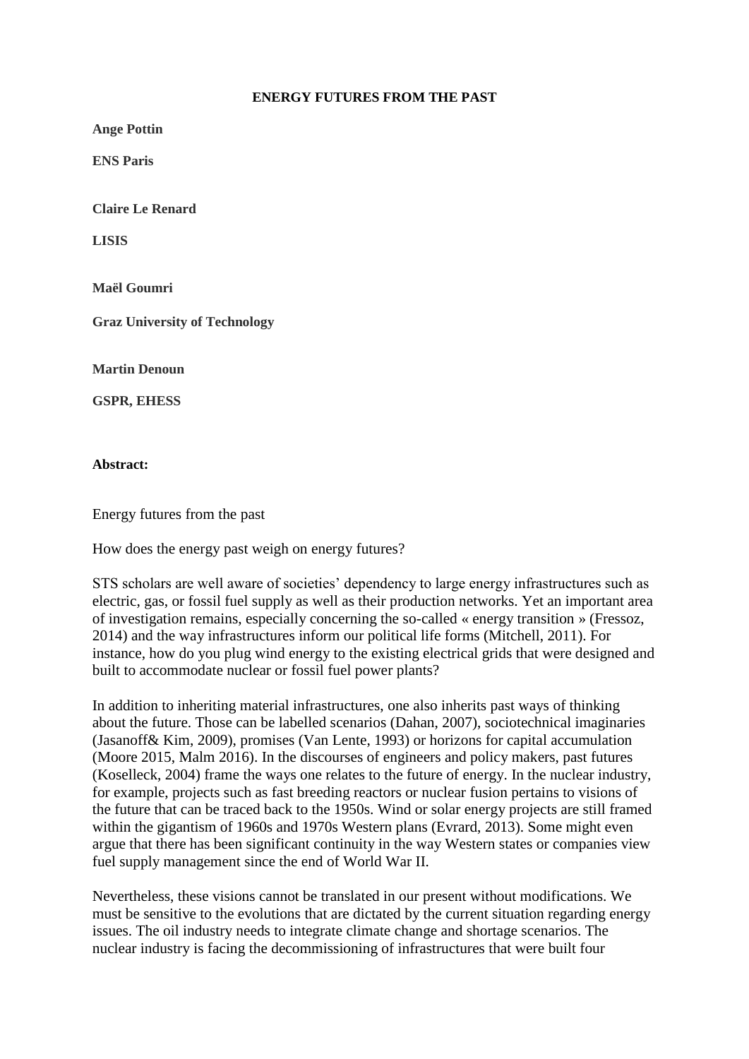**ENERGY FUTURES FROM THE PAST**

**Ange Pottin**

**ENS Paris**

**Claire Le Renard**

**LISIS**

**Maël Goumri**

**Graz University of Technology**

**Martin Denoun**

**GSPR, EHESS**

**Abstract:**

Energy futures from the past

How does the energy past weigh on energy futures?

STS scholars are well aware of societies' dependency to large energy infrastructures such as electric, gas, or fossil fuel supply as well as their production networks. Yet an important area of investigation remains, especially concerning the so-called « energy transition » (Fressoz, 2014) and the way infrastructures inform our political life forms (Mitchell, 2011). For instance, how do you plug wind energy to the existing electrical grids that were designed and built to accommodate nuclear or fossil fuel power plants?

In addition to inheriting material infrastructures, one also inherits past ways of thinking about the future. Those can be labelled scenarios (Dahan, 2007), sociotechnical imaginaries (Jasanoff& Kim, 2009), promises (Van Lente, 1993) or horizons for capital accumulation (Moore 2015, Malm 2016). In the discourses of engineers and policy makers, past futures (Koselleck, 2004) frame the ways one relates to the future of energy. In the nuclear industry, for example, projects such as fast breeding reactors or nuclear fusion pertains to visions of the future that can be traced back to the 1950s. Wind or solar energy projects are still framed within the gigantism of 1960s and 1970s Western plans (Evrard, 2013). Some might even argue that there has been significant continuity in the way Western states or companies view fuel supply management since the end of World War II.

Nevertheless, these visions cannot be translated in our present without modifications. We must be sensitive to the evolutions that are dictated by the current situation regarding energy issues. The oil industry needs to integrate climate change and shortage scenarios. The nuclear industry is facing the decommissioning of infrastructures that were built four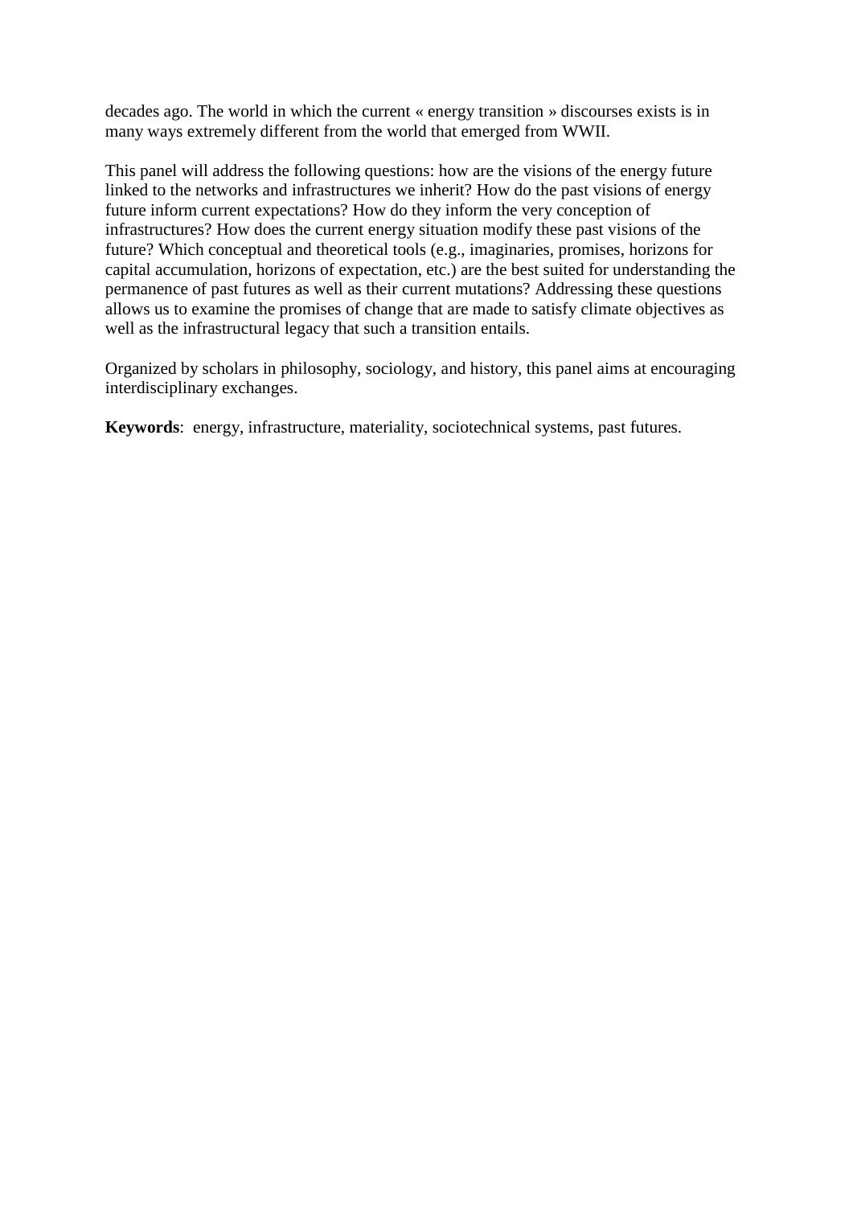decades ago. The world in which the current « energy transition » discourses exists is in many ways extremely different from the world that emerged from WWII.

This panel will address the following questions: how are the visions of the energy future linked to the networks and infrastructures we inherit? How do the past visions of energy future inform current expectations? How do they inform the very conception of infrastructures? How does the current energy situation modify these past visions of the future? Which conceptual and theoretical tools (e.g., imaginaries, promises, horizons for capital accumulation, horizons of expectation, etc.) are the best suited for understanding the permanence of past futures as well as their current mutations? Addressing these questions allows us to examine the promises of change that are made to satisfy climate objectives as well as the infrastructural legacy that such a transition entails.

Organized by scholars in philosophy, sociology, and history, this panel aims at encouraging interdisciplinary exchanges.

**Keywords**: energy, infrastructure, materiality, sociotechnical systems, past futures.